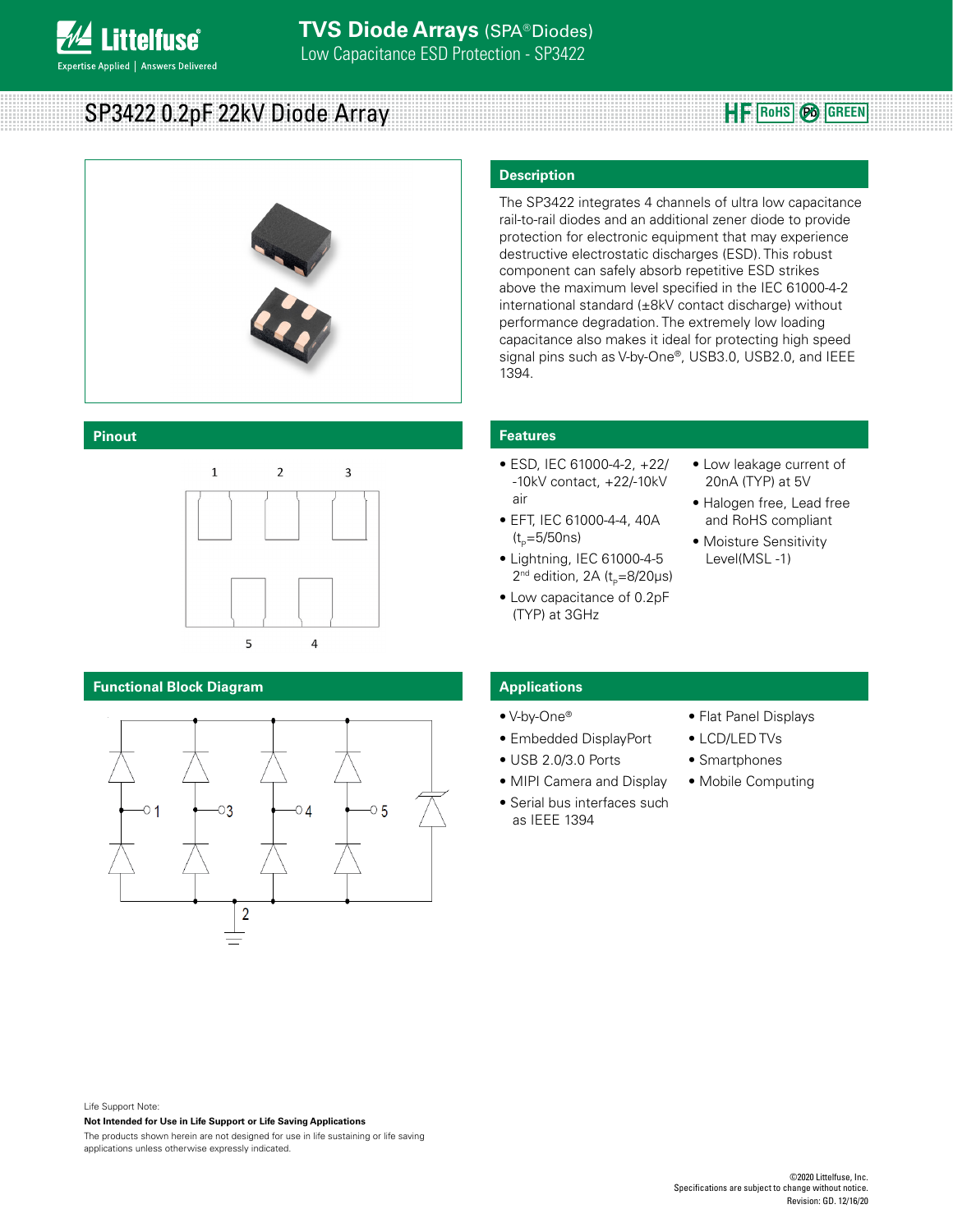# SP3422 0.2pF 22kV Diode Array

HF RoHS Pb GREEN

## Description

The SP3422 integrates 4 channels of ultra low capacitance rail-to-rail diodes and an additional zener diode to provide protection for electronic equipment that may experience destructive electrostatic discharges (ESD). This robust component can safely absorb repetitive ESD strikes above the maximum level specified in the IEC 61000-4-2 international standard (±8kV contact discharge) without performance degradation. The extremely low loading capacitance also makes it ideal for protecting high speed signal pins such as V-by-One®, USB3.0, USB2.0, and IEEE 1394.

## Pinout

1 2 3

5 4

## Features

- ESD, IEC 61000-4-2, +22/-10kV contact, +22/-10kV air
- EFT, IEC 61000-4-4, 40A ($t_p$=5/50ns)
- Lightning, IEC 61000-4-5 2nd edition, 2A ($t_p$=8/20μs)
- Low capacitance of 0.2pF (TYP) at 3GHz
- Low leakage current of 20nA (TYP) at 5V
- Halogen free, Lead free and RoHS compliant
- Moisture Sensitivity Level(MSL -1)

## Functional Block Diagram

1 3 4 5

2

## Applications

- V-by-One®
- Embedded DisplayPort
- USB 2.0/3.0 Ports
- MIPI Camera and Display
- Serial bus interfaces such as IEEE 1394
- Flat Panel Displays
- LCD/LED TVs
- Smartphones
- Mobile Computing

Life Support Note:

**Not Intended for Use in Life Support or Life Saving Applications**

The products shown herein are not designed for use in life sustaining or life saving applications unless otherwise expressly indicated.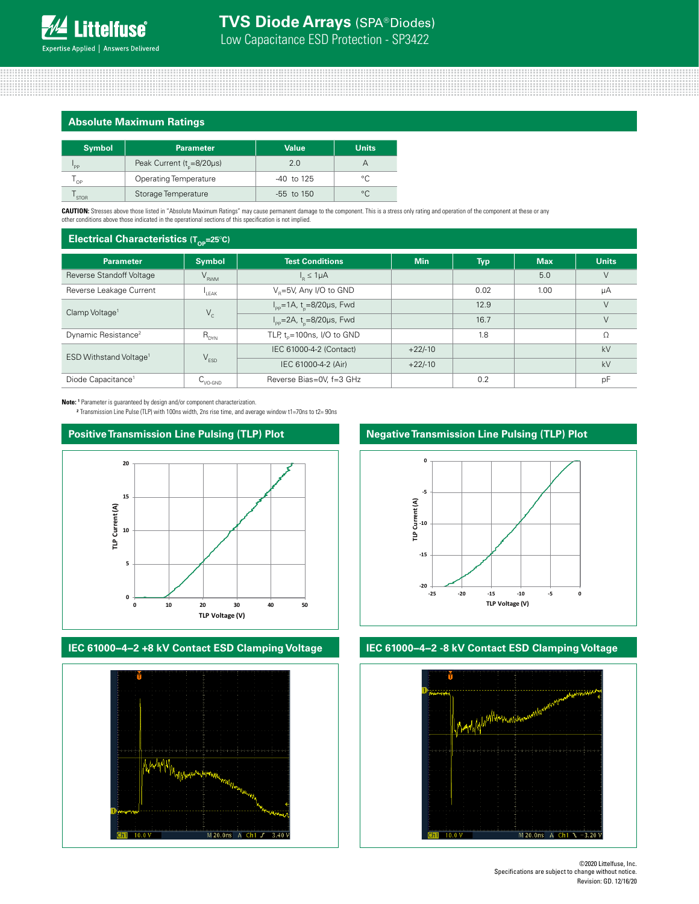## Absolute Maximum Ratings

| Symbol | Parameter | Value | Units |
|---|---|---|---|
| $I_{PP}$ | Peak Current ($t_p$=8/20μs) | 2.0 | A |
| $T_{OP}$ | Operating Temperature | -40 to 125 | °C |
| $T_{STOR}$ | Storage Temperature | -55 to 150 | °C |

**CAUTION:** Stresses above those listed in "Absolute Maximum Ratings" may cause permanent damage to the component. This is a stress only rating and operation of the component at these or any other conditions above those indicated in the operational sections of this specification is not implied.

## Electrical Characteristics ($T_{OP}$=25°C)

| Parameter | Symbol | Test Conditions | Min | Typ | Max | Units |
|---|---|---|---|---|---|---|
| Reverse Standoff Voltage | $V_{RWM}$ | $I_R \leq 1μA$ | | | 5.0 | V |
| Reverse Leakage Current | $I_{LEAK}$ | $V_R$=5V, Any I/O to GND | | 0.02 | 1.00 | μA |
| Clamp Voltage[1] | $V_C$ | $I_{pp}$=1A, $t_p$=8/20μs, Fwd | | 12.9 | | V |
| | | $I_{pp}$=2A, $t_p$=8/20μs, Fwd | | 16.7 | | V |
| Dynamic Resistance[2] | $R_{DYN}$ | TLP, $t_p$=100ns, I/O to GND | | 1.8 | | Ω |
| ESD Withstand Voltage[1] | $V_{ESD}$ | IEC 61000-4-2 (Contact) | +22/-10 | | | kV |
| | | IEC 61000-4-2 (Air) | +22/-10 | | | kV |
| Diode Capacitance[1] | $C_{I/O\text{-}GND}$ | Reverse Bias=0V, f=3 GHz | | 0.2 | | pF |

**Note:** [1] Parameter is guaranteed by design and/or component characterization.
[2] Transmission Line Pulse (TLP) with 100ns width, 2ns rise time, and average window t1=70ns to t2= 90ns

## Positive Transmission Line Pulsing (TLP) Plot

## Negative Transmission Line Pulsing (TLP) Plot

## IEC 61000–4–2 +8 kV Contact ESD Clamping Voltage

## IEC 61000–4–2 -8 kV Contact ESD Clamping Voltage

©2020 Littelfuse, Inc.
Specifications are subject to change without notice.
Revision: GD. 12/16/20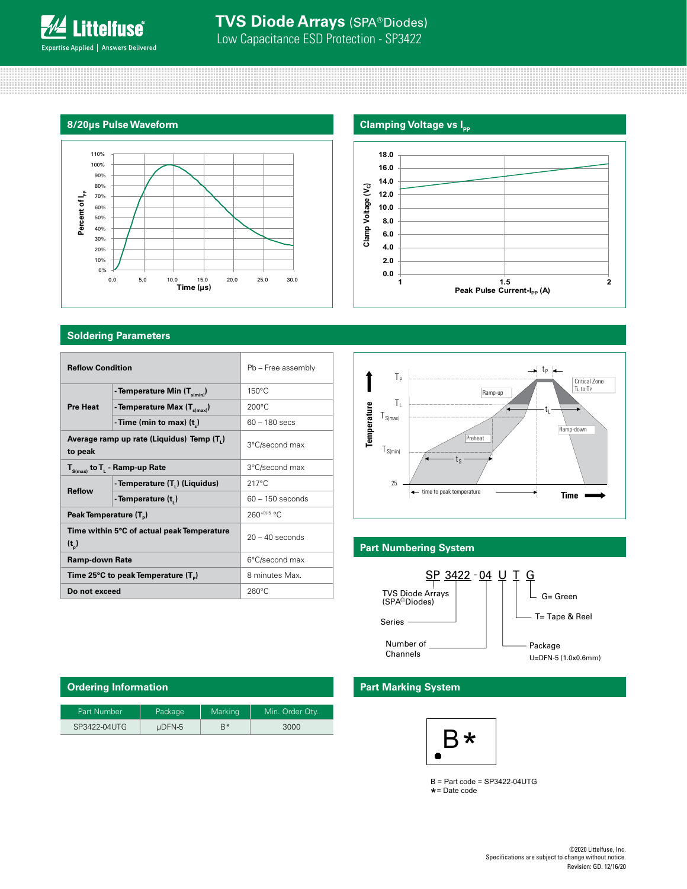## 8/20μs Pulse Waveform

## Clamping Voltage vs $I_{PP}$

## Soldering Parameters

| Reflow Condition | | Pb – Free assembly |
|---|---|---|
| Pre Heat | - Temperature Min ($T_{s(min)}$) | 150°C |
| | - Temperature Max ($T_{s(max)}$) | 200°C |
| | - Time (min to max) ($t_s$) | 60 – 180 secs |
| Average ramp up rate (Liquidus) Temp ($T_L$) to peak | | 3°C/second max |
| $T_{S(max)}$ to $T_L$ - Ramp-up Rate | | 3°C/second max |
| Reflow | - Temperature ($T_L$) (Liquidus) | 217°C |
| | - Temperature ($t_L$) | 60 – 150 seconds |
| Peak Temperature ($T_P$) | | $260^{+0/-5}$ °C |
| Time within 5°C of actual peak Temperature ($t_p$) | | 20 – 40 seconds |
| Ramp-down Rate | | 6°C/second max |
| Time 25°C to peak Temperature ($T_P$) | | 8 minutes Max. |
| Do not exceed | | 260°C |

## Part Numbering System

SP 3422 - 04 U T G

- SP: TVS Diode Arrays (SPA® Diodes)
- 3422: Series
- 04: Number of Channels
- U: Package — U=DFN-5 (1.0x0.6mm)
- T: T= Tape & Reel
- G: G= Green

## Ordering Information

| Part Number | Package | Marking | Min. Order Qty. |
|---|---|---|---|
| SP3422-04UTG | μDFN-5 | B* | 3000 |

## Part Marking System

B *

B = Part code = SP3422-04UTG
* = Date code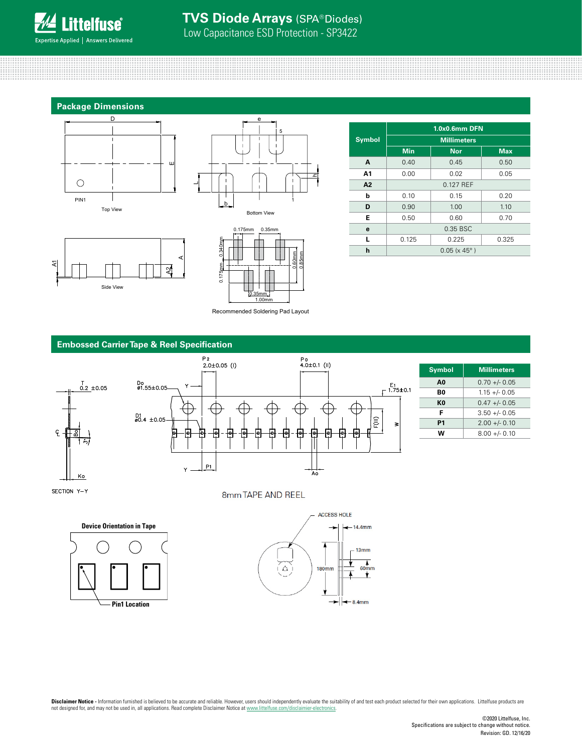## Package Dimensions

D

E

PIN1

Top View

e

5

L

h

b

1

Bottom View

A1

A

A2

Side View

0.175mm 0.35mm

0.340mm

0.175mm

0.60mm

0.85mm

0.35mm

1.00mm

Recommended Soldering Pad Layout

| Symbol | 1.0x0.6mm DFN | | |
|---|---|---|---|
| | Millimeters | | |
| | Min | Nor | Max |
| A | 0.40 | 0.45 | 0.50 |
| A1 | 0.00 | 0.02 | 0.05 |
| A2 | 0.127 REF | | |
| b | 0.10 | 0.15 | 0.20 |
| D | 0.90 | 1.00 | 1.10 |
| E | 0.50 | 0.60 | 0.70 |
| e | 0.35 BSC | | |
| L | 0.125 | 0.225 | 0.325 |
| h | 0.05 (x 45° ) | | |

## Embossed Carrier Tape & Reel Specification

T
0.2 ±0.05

Ko

Bo

3°

SECTION Y—Y

P2
2.0±0.05 (I)

Po
4.0±0.1 (II)

Do
ø1.55±0.05

D1
ø0.4 ±0.05

E1
1.75±0.1

F(III)

W

Y

P1

Ao

8mm TAPE AND REEL

| Symbol | Millimeters |
|---|---|
| A0 | 0.70 +/- 0.05 |
| B0 | 1.15 +/- 0.05 |
| K0 | 0.47 +/- 0.05 |
| F | 3.50 +/- 0.05 |
| P1 | 2.00 +/- 0.10 |
| W | 8.00 +/- 0.10 |

**Device Orientation in Tape**

**Pin1 Location**

ACCESS HOLE

14.4mm

13mm

180mm

60mm

8.4mm

**Disclaimer Notice -** Information furnished is believed to be accurate and reliable. However, users should independently evaluate the suitability of and test each product selected for their own applications. Littelfuse products are not designed for, and may not be used in, all applications. Read complete Disclaimer Notice at www.littelfuse.com/disclaimer-electronics.

©2020 Littelfuse, Inc.
Specifications are subject to change without notice.
Revision: GD. 12/16/20